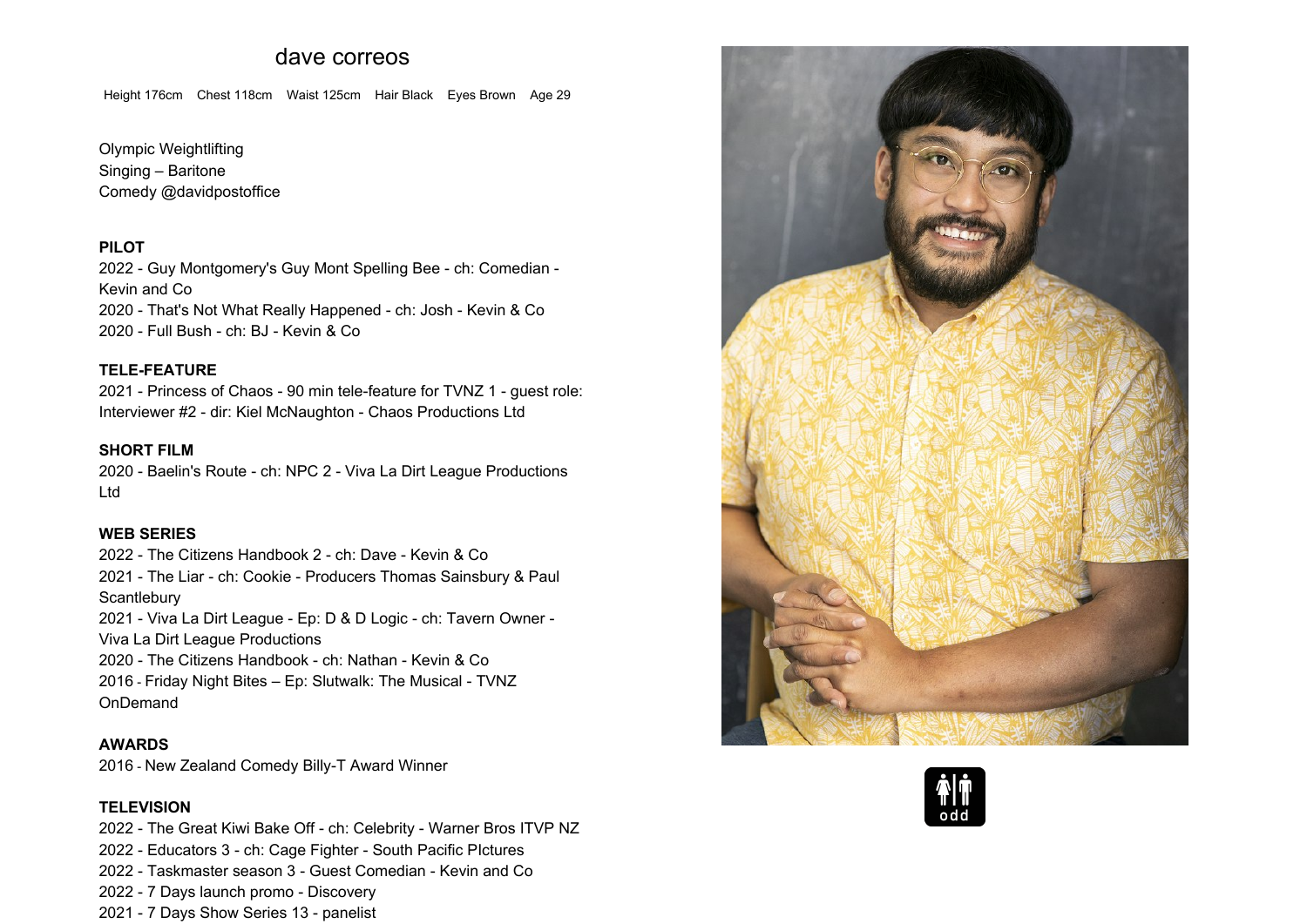# dave correos

Height 176cm Chest 118cm Waist 125cm Hair Black Eyes Brown Age 29

Olympic Weightlifting
Singing – Baritone
Comedy @davidpostoffice

**PILOT**

2022 - Guy Montgomery's Guy Mont Spelling Bee - ch: Comedian - Kevin and Co
2020 - That's Not What Really Happened - ch: Josh - Kevin & Co
2020 - Full Bush - ch: BJ - Kevin & Co

**TELE-FEATURE**

2021 - Princess of Chaos - 90 min tele-feature for TVNZ 1 - guest role: Interviewer #2 - dir: Kiel McNaughton - Chaos Productions Ltd

**SHORT FILM**

2020 - Baelin's Route - ch: NPC 2 - Viva La Dirt League Productions Ltd

**WEB SERIES**

2022 - The Citizens Handbook 2 - ch: Dave - Kevin & Co
2021 - The Liar - ch: Cookie - Producers Thomas Sainsbury & Paul Scantlebury
2021 - Viva La Dirt League - Ep: D & D Logic - ch: Tavern Owner - Viva La Dirt League Productions
2020 - The Citizens Handbook - ch: Nathan - Kevin & Co
2016 - Friday Night Bites – Ep: Slutwalk: The Musical - TVNZ OnDemand

**AWARDS**

2016 - New Zealand Comedy Billy-T Award Winner

**TELEVISION**

2022 - The Great Kiwi Bake Off - ch: Celebrity - Warner Bros ITVP NZ
2022 - Educators 3 - ch: Cage Fighter - South Pacific PIctures
2022 - Taskmaster season 3 - Guest Comedian - Kevin and Co
2022 - 7 Days launch promo - Discovery
2021 - 7 Days Show Series 13 - panelist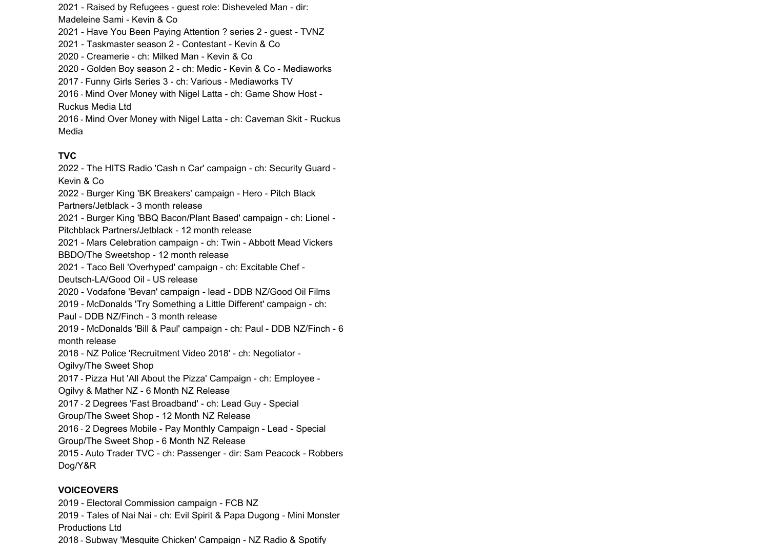2021 - Raised by Refugees - guest role: Disheveled Man - dir: Madeleine Sami - Kevin & Co
2021 - Have You Been Paying Attention ? series 2 - guest - TVNZ
2021 - Taskmaster season 2 - Contestant - Kevin & Co
2020 - Creamerie - ch: Milked Man - Kevin & Co
2020 - Golden Boy season 2 - ch: Medic - Kevin & Co - Mediaworks
2017 - Funny Girls Series 3 - ch: Various - Mediaworks TV
2016 - Mind Over Money with Nigel Latta - ch: Game Show Host - Ruckus Media Ltd
2016 - Mind Over Money with Nigel Latta - ch: Caveman Skit - Ruckus Media

**TVC**

2022 - The HITS Radio 'Cash n Car' campaign - ch: Security Guard - Kevin & Co
2022 - Burger King 'BK Breakers' campaign - Hero - Pitch Black Partners/Jetblack - 3 month release
2021 - Burger King 'BBQ Bacon/Plant Based' campaign - ch: Lionel - Pitchblack Partners/Jetblack - 12 month release
2021 - Mars Celebration campaign - ch: Twin - Abbott Mead Vickers BBDO/The Sweetshop - 12 month release
2021 - Taco Bell 'Overhyped' campaign - ch: Excitable Chef - Deutsch-LA/Good Oil - US release
2020 - Vodafone 'Bevan' campaign - lead - DDB NZ/Good Oil Films
2019 - McDonalds 'Try Something a Little Different' campaign - ch: Paul - DDB NZ/Finch - 3 month release
2019 - McDonalds 'Bill & Paul' campaign - ch: Paul - DDB NZ/Finch - 6 month release
2018 - NZ Police 'Recruitment Video 2018' - ch: Negotiator - Ogilvy/The Sweet Shop
2017 - Pizza Hut 'All About the Pizza' Campaign - ch: Employee - Ogilvy & Mather NZ - 6 Month NZ Release
2017 - 2 Degrees 'Fast Broadband' - ch: Lead Guy - Special Group/The Sweet Shop - 12 Month NZ Release
2016 - 2 Degrees Mobile - Pay Monthly Campaign - Lead - Special Group/The Sweet Shop - 6 Month NZ Release
2015 - Auto Trader TVC - ch: Passenger - dir: Sam Peacock - Robbers Dog/Y&R

**VOICEOVERS**

2019 - Electoral Commission campaign - FCB NZ
2019 - Tales of Nai Nai - ch: Evil Spirit & Papa Dugong - Mini Monster Productions Ltd
2018 - Subway 'Mesquite Chicken' Campaign - NZ Radio & Spotify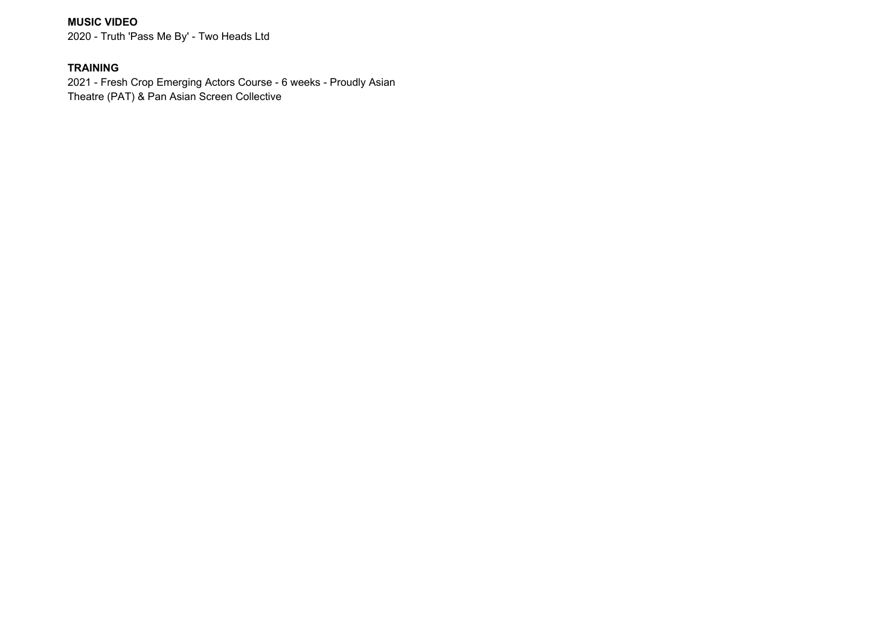**MUSIC VIDEO**
2020 - Truth 'Pass Me By' - Two Heads Ltd

**TRAINING**
2021 - Fresh Crop Emerging Actors Course - 6 weeks - Proudly Asian Theatre (PAT) & Pan Asian Screen Collective